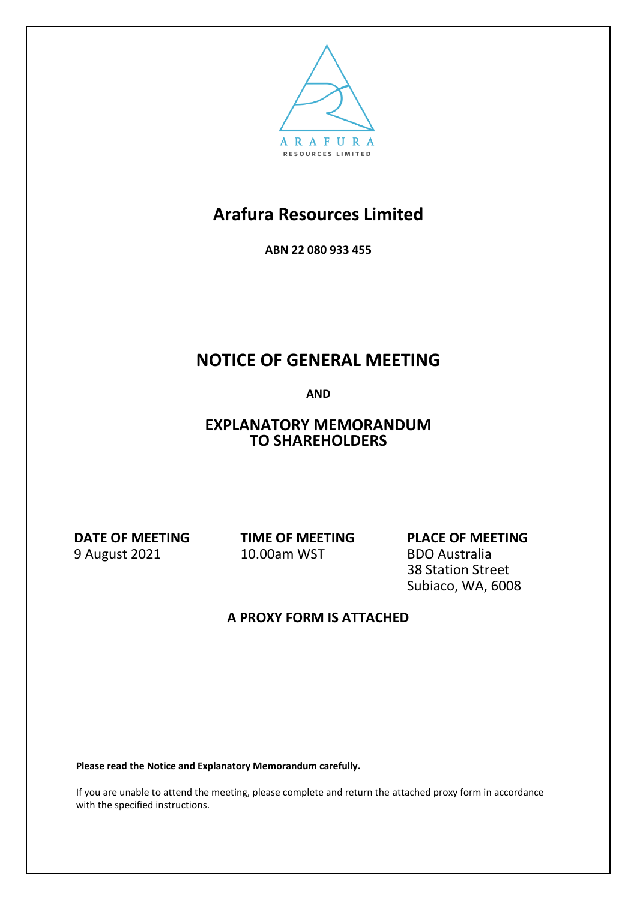ARAFURA
RESOURCES LIMITED

# Arafura Resources Limited

**ABN 22 080 933 455**

# NOTICE OF GENERAL MEETING

**AND**

# EXPLANATORY MEMORANDUM TO SHAREHOLDERS

| DATE OF MEETING | TIME OF MEETING | PLACE OF MEETING |
|---|---|---|
| 9 August 2021 | 10.00am WST | BDO Australia<br>38 Station Street<br>Subiaco, WA, 6008 |

**A PROXY FORM IS ATTACHED**

**Please read the Notice and Explanatory Memorandum carefully.**

If you are unable to attend the meeting, please complete and return the attached proxy form in accordance with the specified instructions.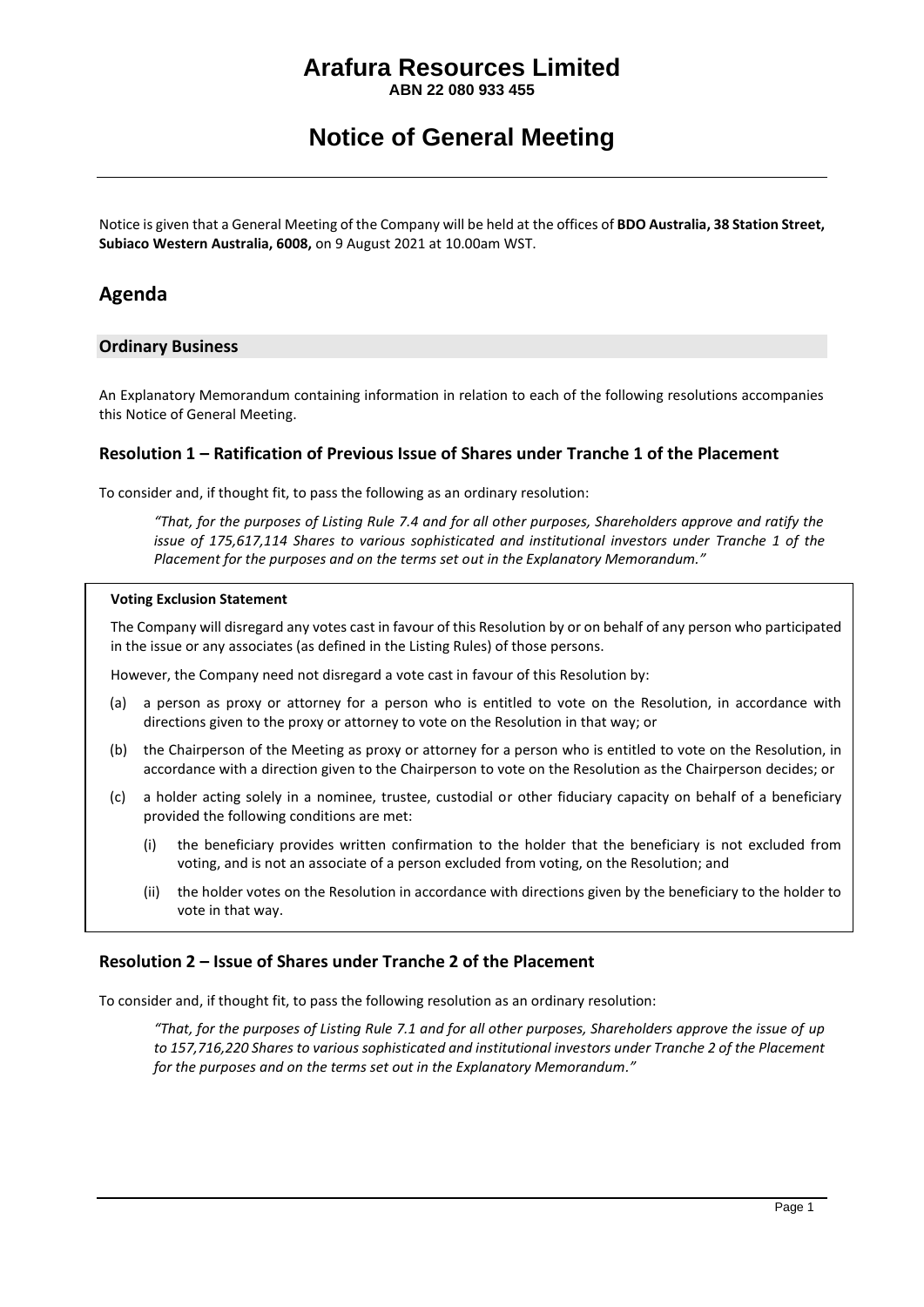# Arafura Resources Limited

**ABN 22 080 933 455**

# Notice of General Meeting

Notice is given that a General Meeting of the Company will be held at the offices of **BDO Australia, 38 Station Street, Subiaco Western Australia, 6008,** on 9 August 2021 at 10.00am WST.

## Agenda

### Ordinary Business

An Explanatory Memorandum containing information in relation to each of the following resolutions accompanies this Notice of General Meeting.

### Resolution 1 – Ratification of Previous Issue of Shares under Tranche 1 of the Placement

To consider and, if thought fit, to pass the following as an ordinary resolution:

> *"That, for the purposes of Listing Rule 7.4 and for all other purposes, Shareholders approve and ratify the issue of 175,617,114 Shares to various sophisticated and institutional investors under Tranche 1 of the Placement for the purposes and on the terms set out in the Explanatory Memorandum."*

**Voting Exclusion Statement**

The Company will disregard any votes cast in favour of this Resolution by or on behalf of any person who participated in the issue or any associates (as defined in the Listing Rules) of those persons.

However, the Company need not disregard a vote cast in favour of this Resolution by:

(a) a person as proxy or attorney for a person who is entitled to vote on the Resolution, in accordance with directions given to the proxy or attorney to vote on the Resolution in that way; or

(b) the Chairperson of the Meeting as proxy or attorney for a person who is entitled to vote on the Resolution, in accordance with a direction given to the Chairperson to vote on the Resolution as the Chairperson decides; or

(c) a holder acting solely in a nominee, trustee, custodial or other fiduciary capacity on behalf of a beneficiary provided the following conditions are met:

  (i) the beneficiary provides written confirmation to the holder that the beneficiary is not excluded from voting, and is not an associate of a person excluded from voting, on the Resolution; and

  (ii) the holder votes on the Resolution in accordance with directions given by the beneficiary to the holder to vote in that way.

### Resolution 2 – Issue of Shares under Tranche 2 of the Placement

To consider and, if thought fit, to pass the following resolution as an ordinary resolution:

> *"That, for the purposes of Listing Rule 7.1 and for all other purposes, Shareholders approve the issue of up to 157,716,220 Shares to various sophisticated and institutional investors under Tranche 2 of the Placement for the purposes and on the terms set out in the Explanatory Memorandum."*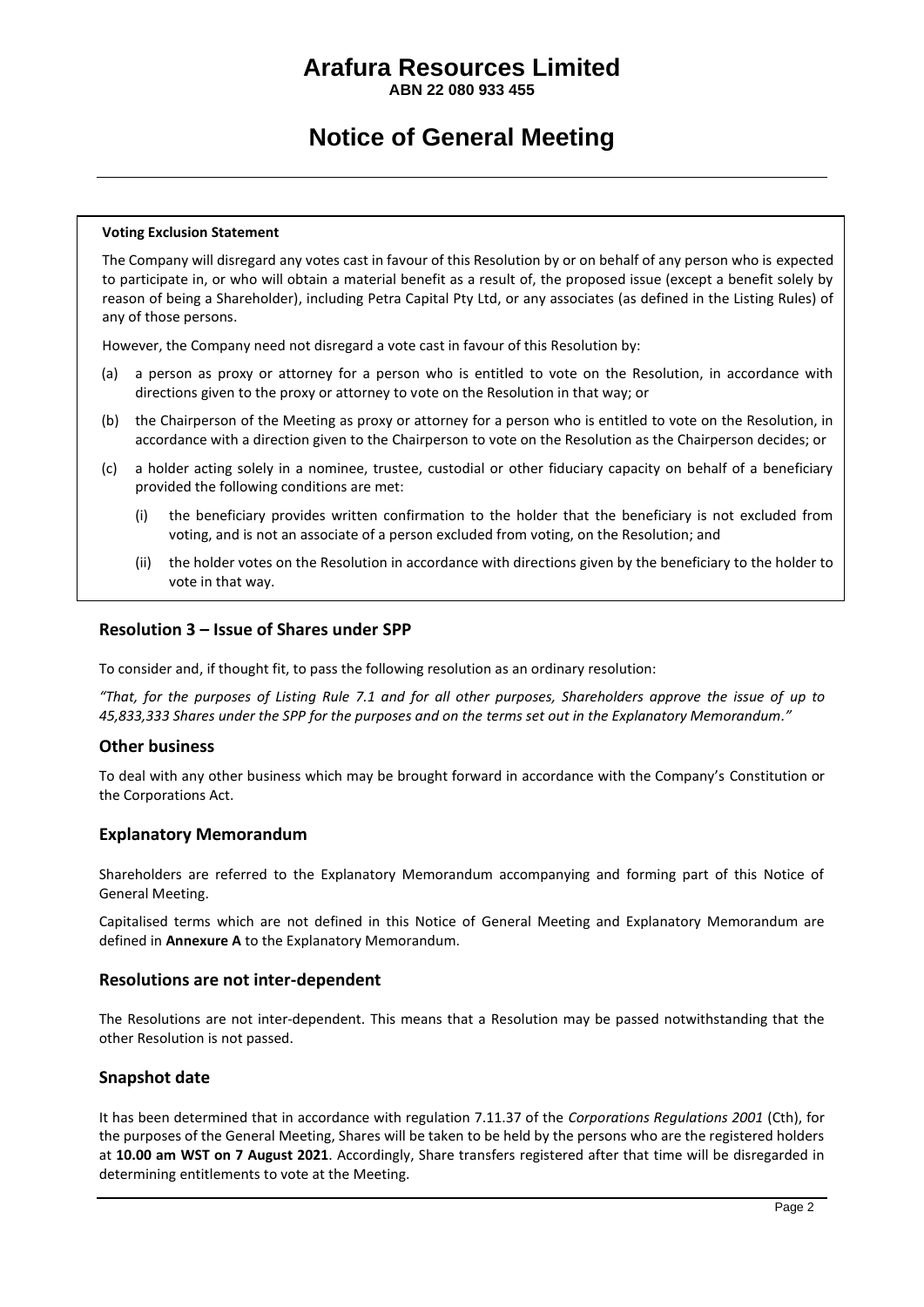**Voting Exclusion Statement**

The Company will disregard any votes cast in favour of this Resolution by or on behalf of any person who is expected to participate in, or who will obtain a material benefit as a result of, the proposed issue (except a benefit solely by reason of being a Shareholder), including Petra Capital Pty Ltd, or any associates (as defined in the Listing Rules) of any of those persons.

However, the Company need not disregard a vote cast in favour of this Resolution by:

(a) a person as proxy or attorney for a person who is entitled to vote on the Resolution, in accordance with directions given to the proxy or attorney to vote on the Resolution in that way; or

(b) the Chairperson of the Meeting as proxy or attorney for a person who is entitled to vote on the Resolution, in accordance with a direction given to the Chairperson to vote on the Resolution as the Chairperson decides; or

(c) a holder acting solely in a nominee, trustee, custodial or other fiduciary capacity on behalf of a beneficiary provided the following conditions are met:

   (i) the beneficiary provides written confirmation to the holder that the beneficiary is not excluded from voting, and is not an associate of a person excluded from voting, on the Resolution; and

   (ii) the holder votes on the Resolution in accordance with directions given by the beneficiary to the holder to vote in that way.

## Resolution 3 – Issue of Shares under SPP

To consider and, if thought fit, to pass the following resolution as an ordinary resolution:

*"That, for the purposes of Listing Rule 7.1 and for all other purposes, Shareholders approve the issue of up to 45,833,333 Shares under the SPP for the purposes and on the terms set out in the Explanatory Memorandum."*

## Other business

To deal with any other business which may be brought forward in accordance with the Company's Constitution or the Corporations Act.

## Explanatory Memorandum

Shareholders are referred to the Explanatory Memorandum accompanying and forming part of this Notice of General Meeting.

Capitalised terms which are not defined in this Notice of General Meeting and Explanatory Memorandum are defined in **Annexure A** to the Explanatory Memorandum.

## Resolutions are not inter-dependent

The Resolutions are not inter-dependent. This means that a Resolution may be passed notwithstanding that the other Resolution is not passed.

## Snapshot date

It has been determined that in accordance with regulation 7.11.37 of the *Corporations Regulations 2001* (Cth), for the purposes of the General Meeting, Shares will be taken to be held by the persons who are the registered holders at **10.00 am WST on 7 August 2021**. Accordingly, Share transfers registered after that time will be disregarded in determining entitlements to vote at the Meeting.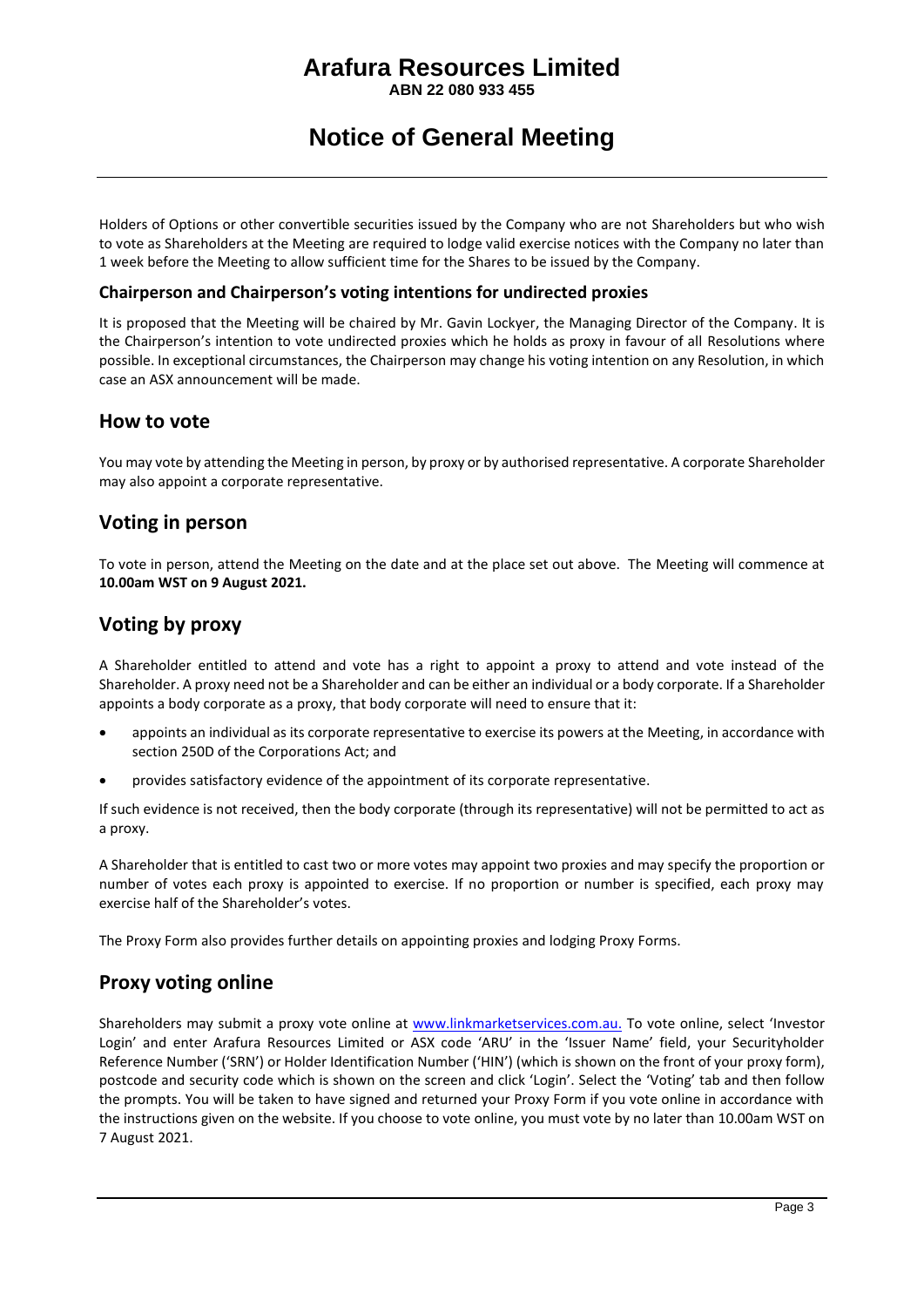# Arafura Resources Limited

**ABN 22 080 933 455**

# Notice of General Meeting

Holders of Options or other convertible securities issued by the Company who are not Shareholders but who wish to vote as Shareholders at the Meeting are required to lodge valid exercise notices with the Company no later than 1 week before the Meeting to allow sufficient time for the Shares to be issued by the Company.

### Chairperson and Chairperson's voting intentions for undirected proxies

It is proposed that the Meeting will be chaired by Mr. Gavin Lockyer, the Managing Director of the Company. It is the Chairperson's intention to vote undirected proxies which he holds as proxy in favour of all Resolutions where possible. In exceptional circumstances, the Chairperson may change his voting intention on any Resolution, in which case an ASX announcement will be made.

## How to vote

You may vote by attending the Meeting in person, by proxy or by authorised representative. A corporate Shareholder may also appoint a corporate representative.

## Voting in person

To vote in person, attend the Meeting on the date and at the place set out above. The Meeting will commence at **10.00am WST on 9 August 2021.**

## Voting by proxy

A Shareholder entitled to attend and vote has a right to appoint a proxy to attend and vote instead of the Shareholder. A proxy need not be a Shareholder and can be either an individual or a body corporate. If a Shareholder appoints a body corporate as a proxy, that body corporate will need to ensure that it:

- appoints an individual as its corporate representative to exercise its powers at the Meeting, in accordance with section 250D of the Corporations Act; and
- provides satisfactory evidence of the appointment of its corporate representative.

If such evidence is not received, then the body corporate (through its representative) will not be permitted to act as a proxy.

A Shareholder that is entitled to cast two or more votes may appoint two proxies and may specify the proportion or number of votes each proxy is appointed to exercise. If no proportion or number is specified, each proxy may exercise half of the Shareholder's votes.

The Proxy Form also provides further details on appointing proxies and lodging Proxy Forms.

## Proxy voting online

Shareholders may submit a proxy vote online at www.linkmarketservices.com.au. To vote online, select 'Investor Login' and enter Arafura Resources Limited or ASX code 'ARU' in the 'Issuer Name' field, your Securityholder Reference Number ('SRN') or Holder Identification Number ('HIN') (which is shown on the front of your proxy form), postcode and security code which is shown on the screen and click 'Login'. Select the 'Voting' tab and then follow the prompts. You will be taken to have signed and returned your Proxy Form if you vote online in accordance with the instructions given on the website. If you choose to vote online, you must vote by no later than 10.00am WST on 7 August 2021.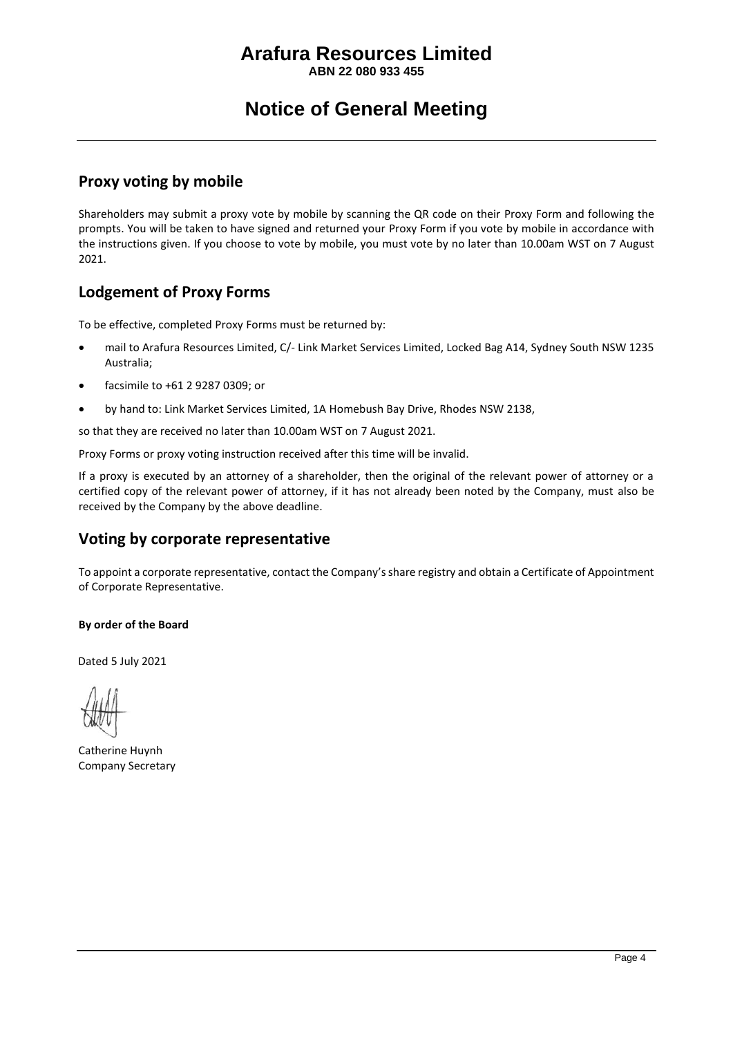## Proxy voting by mobile

Shareholders may submit a proxy vote by mobile by scanning the QR code on their Proxy Form and following the prompts. You will be taken to have signed and returned your Proxy Form if you vote by mobile in accordance with the instructions given. If you choose to vote by mobile, you must vote by no later than 10.00am WST on 7 August 2021.

## Lodgement of Proxy Forms

To be effective, completed Proxy Forms must be returned by:

- mail to Arafura Resources Limited, C/- Link Market Services Limited, Locked Bag A14, Sydney South NSW 1235 Australia;
- facsimile to +61 2 9287 0309; or
- by hand to: Link Market Services Limited, 1A Homebush Bay Drive, Rhodes NSW 2138,

so that they are received no later than 10.00am WST on 7 August 2021.

Proxy Forms or proxy voting instruction received after this time will be invalid.

If a proxy is executed by an attorney of a shareholder, then the original of the relevant power of attorney or a certified copy of the relevant power of attorney, if it has not already been noted by the Company, must also be received by the Company by the above deadline.

## Voting by corporate representative

To appoint a corporate representative, contact the Company's share registry and obtain a Certificate of Appointment of Corporate Representative.

**By order of the Board**

Dated 5 July 2021

Catherine Huynh
Company Secretary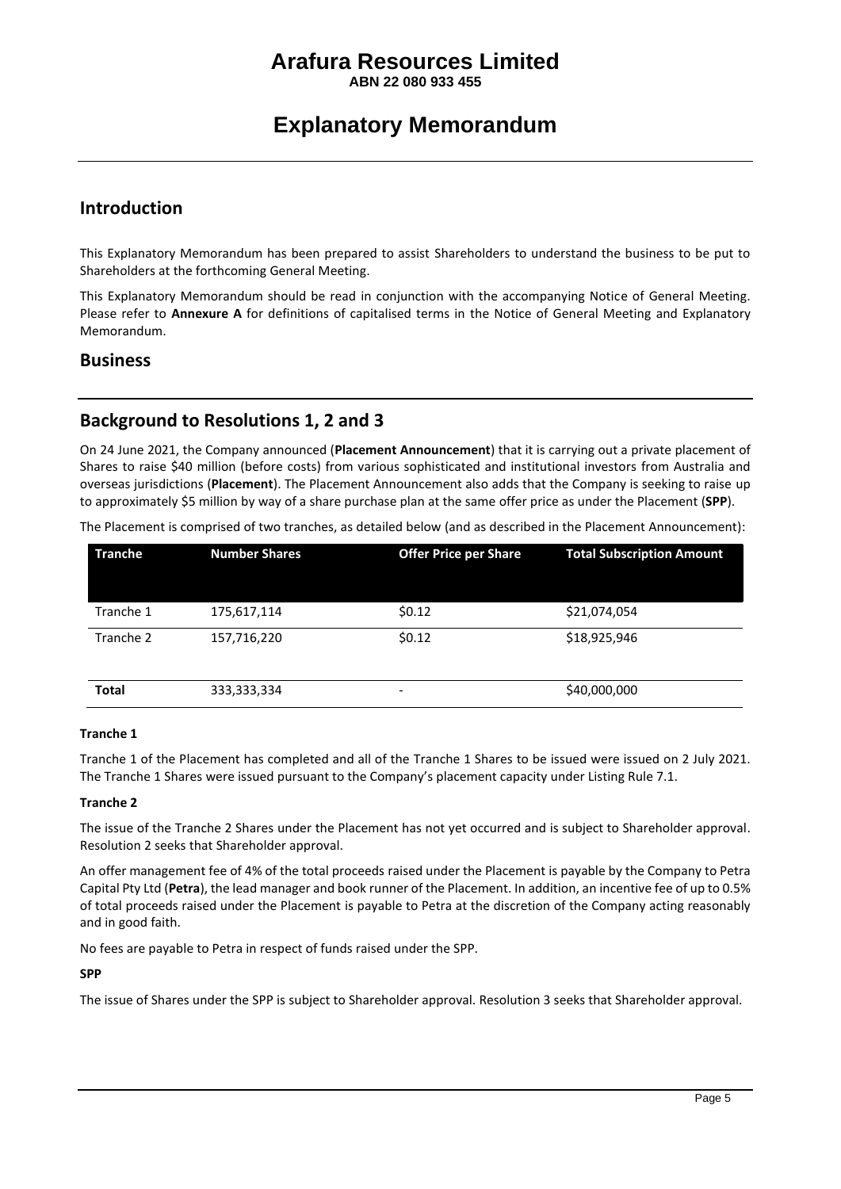# Arafura Resources Limited

**ABN 22 080 933 455**

# Explanatory Memorandum

## Introduction

This Explanatory Memorandum has been prepared to assist Shareholders to understand the business to be put to Shareholders at the forthcoming General Meeting.

This Explanatory Memorandum should be read in conjunction with the accompanying Notice of General Meeting. Please refer to **Annexure A** for definitions of capitalised terms in the Notice of General Meeting and Explanatory Memorandum.

## Business

## Background to Resolutions 1, 2 and 3

On 24 June 2021, the Company announced (**Placement Announcement**) that it is carrying out a private placement of Shares to raise $40 million (before costs) from various sophisticated and institutional investors from Australia and overseas jurisdictions (**Placement**). The Placement Announcement also adds that the Company is seeking to raise up to approximately $5 million by way of a share purchase plan at the same offer price as under the Placement (**SPP**).

The Placement is comprised of two tranches, as detailed below (and as described in the Placement Announcement):

| Tranche | Number Shares | Offer Price per Share | Total Subscription Amount |
|---|---|---|---|
| Tranche 1 | 175,617,114 | $0.12 | $21,074,054 |
| Tranche 2 | 157,716,220 | $0.12 | $18,925,946 |
| **Total** | 333,333,334 | - | $40,000,000 |

**Tranche 1**

Tranche 1 of the Placement has completed and all of the Tranche 1 Shares to be issued were issued on 2 July 2021. The Tranche 1 Shares were issued pursuant to the Company's placement capacity under Listing Rule 7.1.

**Tranche 2**

The issue of the Tranche 2 Shares under the Placement has not yet occurred and is subject to Shareholder approval. Resolution 2 seeks that Shareholder approval.

An offer management fee of 4% of the total proceeds raised under the Placement is payable by the Company to Petra Capital Pty Ltd (**Petra**), the lead manager and book runner of the Placement. In addition, an incentive fee of up to 0.5% of total proceeds raised under the Placement is payable to Petra at the discretion of the Company acting reasonably and in good faith.

No fees are payable to Petra in respect of funds raised under the SPP.

**SPP**

The issue of Shares under the SPP is subject to Shareholder approval. Resolution 3 seeks that Shareholder approval.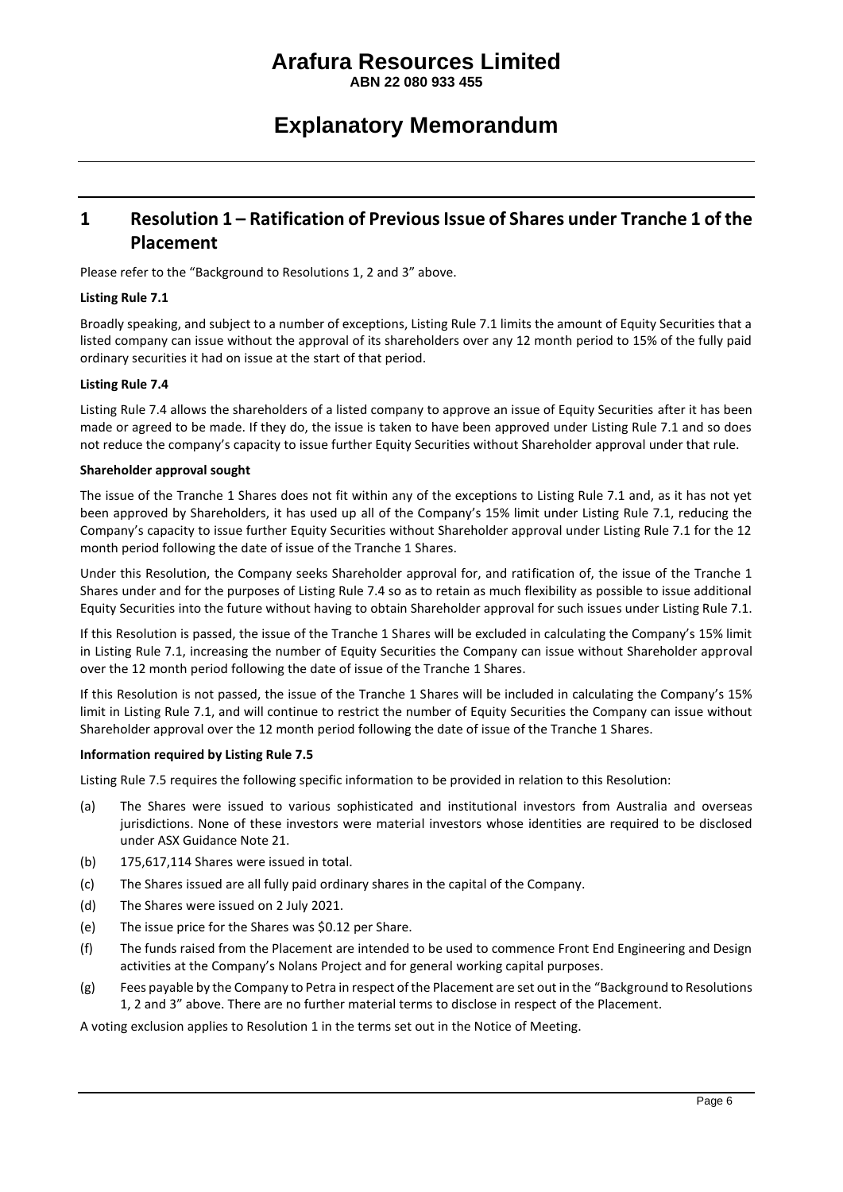# Arafura Resources Limited

**ABN 22 080 933 455**

# Explanatory Memorandum

## 1 Resolution 1 – Ratification of Previous Issue of Shares under Tranche 1 of the Placement

Please refer to the "Background to Resolutions 1, 2 and 3" above.

**Listing Rule 7.1**

Broadly speaking, and subject to a number of exceptions, Listing Rule 7.1 limits the amount of Equity Securities that a listed company can issue without the approval of its shareholders over any 12 month period to 15% of the fully paid ordinary securities it had on issue at the start of that period.

**Listing Rule 7.4**

Listing Rule 7.4 allows the shareholders of a listed company to approve an issue of Equity Securities after it has been made or agreed to be made. If they do, the issue is taken to have been approved under Listing Rule 7.1 and so does not reduce the company's capacity to issue further Equity Securities without Shareholder approval under that rule.

**Shareholder approval sought**

The issue of the Tranche 1 Shares does not fit within any of the exceptions to Listing Rule 7.1 and, as it has not yet been approved by Shareholders, it has used up all of the Company's 15% limit under Listing Rule 7.1, reducing the Company's capacity to issue further Equity Securities without Shareholder approval under Listing Rule 7.1 for the 12 month period following the date of issue of the Tranche 1 Shares.

Under this Resolution, the Company seeks Shareholder approval for, and ratification of, the issue of the Tranche 1 Shares under and for the purposes of Listing Rule 7.4 so as to retain as much flexibility as possible to issue additional Equity Securities into the future without having to obtain Shareholder approval for such issues under Listing Rule 7.1.

If this Resolution is passed, the issue of the Tranche 1 Shares will be excluded in calculating the Company's 15% limit in Listing Rule 7.1, increasing the number of Equity Securities the Company can issue without Shareholder approval over the 12 month period following the date of issue of the Tranche 1 Shares.

If this Resolution is not passed, the issue of the Tranche 1 Shares will be included in calculating the Company's 15% limit in Listing Rule 7.1, and will continue to restrict the number of Equity Securities the Company can issue without Shareholder approval over the 12 month period following the date of issue of the Tranche 1 Shares.

**Information required by Listing Rule 7.5**

Listing Rule 7.5 requires the following specific information to be provided in relation to this Resolution:

(a) The Shares were issued to various sophisticated and institutional investors from Australia and overseas jurisdictions. None of these investors were material investors whose identities are required to be disclosed under ASX Guidance Note 21.

(b) 175,617,114 Shares were issued in total.

(c) The Shares issued are all fully paid ordinary shares in the capital of the Company.

(d) The Shares were issued on 2 July 2021.

(e) The issue price for the Shares was $0.12 per Share.

(f) The funds raised from the Placement are intended to be used to commence Front End Engineering and Design activities at the Company's Nolans Project and for general working capital purposes.

(g) Fees payable by the Company to Petra in respect of the Placement are set out in the "Background to Resolutions 1, 2 and 3" above. There are no further material terms to disclose in respect of the Placement.

A voting exclusion applies to Resolution 1 in the terms set out in the Notice of Meeting.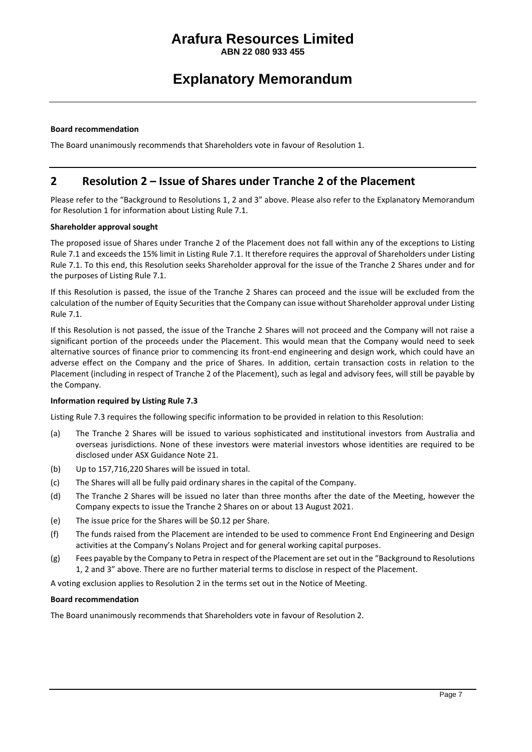**Board recommendation**

The Board unanimously recommends that Shareholders vote in favour of Resolution 1.

## 2 Resolution 2 – Issue of Shares under Tranche 2 of the Placement

Please refer to the "Background to Resolutions 1, 2 and 3" above. Please also refer to the Explanatory Memorandum for Resolution 1 for information about Listing Rule 7.1.

**Shareholder approval sought**

The proposed issue of Shares under Tranche 2 of the Placement does not fall within any of the exceptions to Listing Rule 7.1 and exceeds the 15% limit in Listing Rule 7.1. It therefore requires the approval of Shareholders under Listing Rule 7.1. To this end, this Resolution seeks Shareholder approval for the issue of the Tranche 2 Shares under and for the purposes of Listing Rule 7.1.

If this Resolution is passed, the issue of the Tranche 2 Shares can proceed and the issue will be excluded from the calculation of the number of Equity Securities that the Company can issue without Shareholder approval under Listing Rule 7.1.

If this Resolution is not passed, the issue of the Tranche 2 Shares will not proceed and the Company will not raise a significant portion of the proceeds under the Placement. This would mean that the Company would need to seek alternative sources of finance prior to commencing its front-end engineering and design work, which could have an adverse effect on the Company and the price of Shares. In addition, certain transaction costs in relation to the Placement (including in respect of Tranche 2 of the Placement), such as legal and advisory fees, will still be payable by the Company.

**Information required by Listing Rule 7.3**

Listing Rule 7.3 requires the following specific information to be provided in relation to this Resolution:

(a) The Tranche 2 Shares will be issued to various sophisticated and institutional investors from Australia and overseas jurisdictions. None of these investors were material investors whose identities are required to be disclosed under ASX Guidance Note 21.

(b) Up to 157,716,220 Shares will be issued in total.

(c) The Shares will all be fully paid ordinary shares in the capital of the Company.

(d) The Tranche 2 Shares will be issued no later than three months after the date of the Meeting, however the Company expects to issue the Tranche 2 Shares on or about 13 August 2021.

(e) The issue price for the Shares will be $0.12 per Share.

(f) The funds raised from the Placement are intended to be used to commence Front End Engineering and Design activities at the Company's Nolans Project and for general working capital purposes.

(g) Fees payable by the Company to Petra in respect of the Placement are set out in the "Background to Resolutions 1, 2 and 3" above. There are no further material terms to disclose in respect of the Placement.

A voting exclusion applies to Resolution 2 in the terms set out in the Notice of Meeting.

**Board recommendation**

The Board unanimously recommends that Shareholders vote in favour of Resolution 2.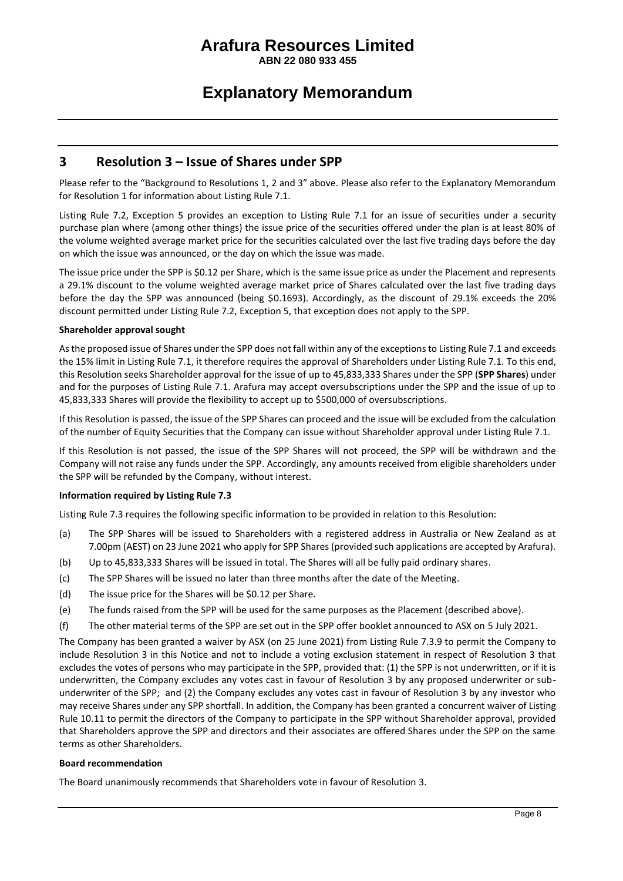# Arafura Resources Limited

**ABN 22 080 933 455**

# Explanatory Memorandum

## 3 Resolution 3 – Issue of Shares under SPP

Please refer to the "Background to Resolutions 1, 2 and 3" above. Please also refer to the Explanatory Memorandum for Resolution 1 for information about Listing Rule 7.1.

Listing Rule 7.2, Exception 5 provides an exception to Listing Rule 7.1 for an issue of securities under a security purchase plan where (among other things) the issue price of the securities offered under the plan is at least 80% of the volume weighted average market price for the securities calculated over the last five trading days before the day on which the issue was announced, or the day on which the issue was made.

The issue price under the SPP is $0.12 per Share, which is the same issue price as under the Placement and represents a 29.1% discount to the volume weighted average market price of Shares calculated over the last five trading days before the day the SPP was announced (being $0.1693). Accordingly, as the discount of 29.1% exceeds the 20% discount permitted under Listing Rule 7.2, Exception 5, that exception does not apply to the SPP.

**Shareholder approval sought**

As the proposed issue of Shares under the SPP does not fall within any of the exceptions to Listing Rule 7.1 and exceeds the 15% limit in Listing Rule 7.1, it therefore requires the approval of Shareholders under Listing Rule 7.1. To this end, this Resolution seeks Shareholder approval for the issue of up to 45,833,333 Shares under the SPP (**SPP Shares**) under and for the purposes of Listing Rule 7.1. Arafura may accept oversubscriptions under the SPP and the issue of up to 45,833,333 Shares will provide the flexibility to accept up to $500,000 of oversubscriptions.

If this Resolution is passed, the issue of the SPP Shares can proceed and the issue will be excluded from the calculation of the number of Equity Securities that the Company can issue without Shareholder approval under Listing Rule 7.1.

If this Resolution is not passed, the issue of the SPP Shares will not proceed, the SPP will be withdrawn and the Company will not raise any funds under the SPP. Accordingly, any amounts received from eligible shareholders under the SPP will be refunded by the Company, without interest.

**Information required by Listing Rule 7.3**

Listing Rule 7.3 requires the following specific information to be provided in relation to this Resolution:

(a) The SPP Shares will be issued to Shareholders with a registered address in Australia or New Zealand as at 7.00pm (AEST) on 23 June 2021 who apply for SPP Shares (provided such applications are accepted by Arafura).

(b) Up to 45,833,333 Shares will be issued in total. The Shares will all be fully paid ordinary shares.

(c) The SPP Shares will be issued no later than three months after the date of the Meeting.

(d) The issue price for the Shares will be $0.12 per Share.

(e) The funds raised from the SPP will be used for the same purposes as the Placement (described above).

(f) The other material terms of the SPP are set out in the SPP offer booklet announced to ASX on 5 July 2021.

The Company has been granted a waiver by ASX (on 25 June 2021) from Listing Rule 7.3.9 to permit the Company to include Resolution 3 in this Notice and not to include a voting exclusion statement in respect of Resolution 3 that excludes the votes of persons who may participate in the SPP, provided that: (1) the SPP is not underwritten, or if it is underwritten, the Company excludes any votes cast in favour of Resolution 3 by any proposed underwriter or sub-underwriter of the SPP; and (2) the Company excludes any votes cast in favour of Resolution 3 by any investor who may receive Shares under any SPP shortfall. In addition, the Company has been granted a concurrent waiver of Listing Rule 10.11 to permit the directors of the Company to participate in the SPP without Shareholder approval, provided that Shareholders approve the SPP and directors and their associates are offered Shares under the SPP on the same terms as other Shareholders.

**Board recommendation**

The Board unanimously recommends that Shareholders vote in favour of Resolution 3.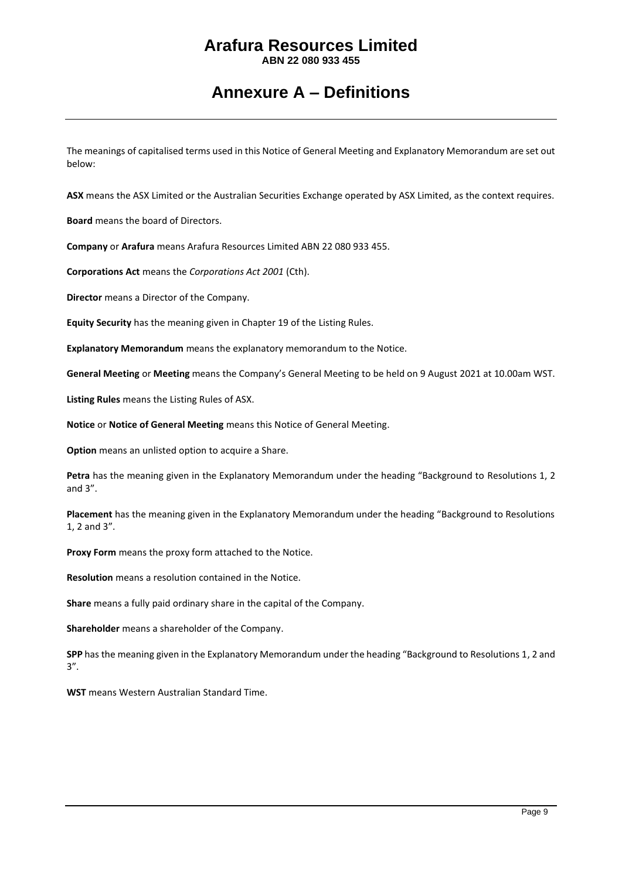# Arafura Resources Limited

**ABN 22 080 933 455**

# Annexure A – Definitions

The meanings of capitalised terms used in this Notice of General Meeting and Explanatory Memorandum are set out below:

**ASX** means the ASX Limited or the Australian Securities Exchange operated by ASX Limited, as the context requires.

**Board** means the board of Directors.

**Company** or **Arafura** means Arafura Resources Limited ABN 22 080 933 455.

**Corporations Act** means the *Corporations Act 2001* (Cth).

**Director** means a Director of the Company.

**Equity Security** has the meaning given in Chapter 19 of the Listing Rules.

**Explanatory Memorandum** means the explanatory memorandum to the Notice.

**General Meeting** or **Meeting** means the Company's General Meeting to be held on 9 August 2021 at 10.00am WST.

**Listing Rules** means the Listing Rules of ASX.

**Notice** or **Notice of General Meeting** means this Notice of General Meeting.

**Option** means an unlisted option to acquire a Share.

**Petra** has the meaning given in the Explanatory Memorandum under the heading "Background to Resolutions 1, 2 and 3".

**Placement** has the meaning given in the Explanatory Memorandum under the heading "Background to Resolutions 1, 2 and 3".

**Proxy Form** means the proxy form attached to the Notice.

**Resolution** means a resolution contained in the Notice.

**Share** means a fully paid ordinary share in the capital of the Company.

**Shareholder** means a shareholder of the Company.

**SPP** has the meaning given in the Explanatory Memorandum under the heading "Background to Resolutions 1, 2 and 3".

**WST** means Western Australian Standard Time.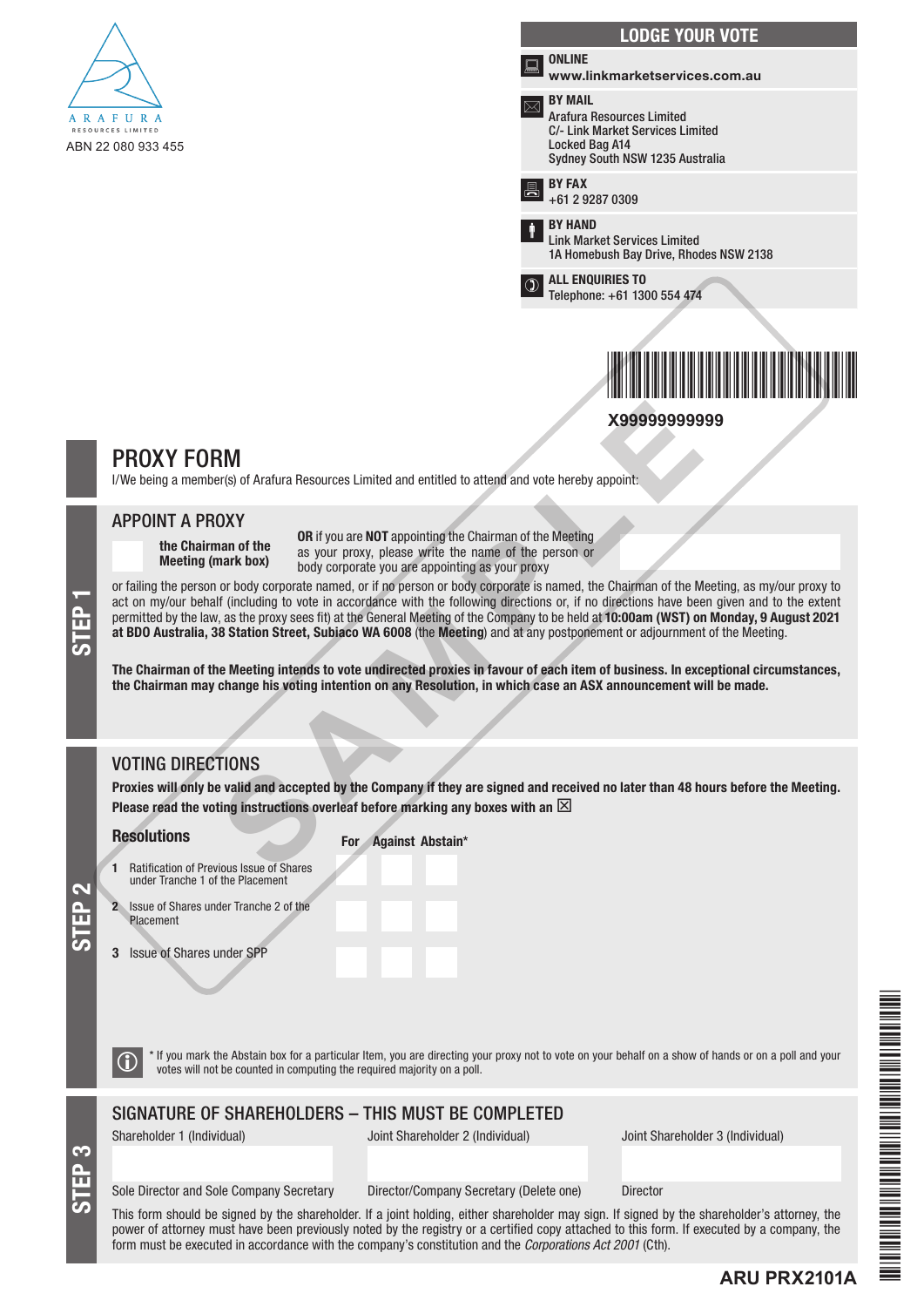ARAFURA RESOURCES LIMITED

ABN 22 080 933 455

## LODGE YOUR VOTE

**ONLINE**
**www.linkmarketservices.com.au**

**BY MAIL**
Arafura Resources Limited
C/- Link Market Services Limited
Locked Bag A14
Sydney South NSW 1235 Australia

**BY FAX**
+61 2 9287 0309

**BY HAND**
Link Market Services Limited
1A Homebush Bay Drive, Rhodes NSW 2138

**ALL ENQUIRIES TO**
Telephone: +61 1300 554 474

**X99999999999**

# PROXY FORM

I/We being a member(s) of Arafura Resources Limited and entitled to attend and vote hereby appoint:

## STEP 1

### APPOINT A PROXY

**the Chairman of the Meeting (mark box)**

**OR** if you are **NOT** appointing the Chairman of the Meeting as your proxy, please write the name of the person or body corporate you are appointing as your proxy

or failing the person or body corporate named, or if no person or body corporate is named, the Chairman of the Meeting, as my/our proxy to act on my/our behalf (including to vote in accordance with the following directions or, if no directions have been given and to the extent permitted by the law, as the proxy sees fit) at the General Meeting of the Company to be held at **10:00am (WST) on Monday, 9 August 2021 at BDO Australia, 38 Station Street, Subiaco WA 6008** (the **Meeting**) and at any postponement or adjournment of the Meeting.

**The Chairman of the Meeting intends to vote undirected proxies in favour of each item of business. In exceptional circumstances, the Chairman may change his voting intention on any Resolution, in which case an ASX announcement will be made.**

## STEP 2

### VOTING DIRECTIONS

**Proxies will only be valid and accepted by the Company if they are signed and received no later than 48 hours before the Meeting. Please read the voting instructions overleaf before marking any boxes with an ☒**

| Resolutions | For | Against | Abstain* |
|---|---|---|---|
| 1 Ratification of Previous Issue of Shares under Tranche 1 of the Placement | | | |
| 2 Issue of Shares under Tranche 2 of the Placement | | | |
| 3 Issue of Shares under SPP | | | |

\* If you mark the Abstain box for a particular Item, you are directing your proxy not to vote on your behalf on a show of hands or on a poll and your votes will not be counted in computing the required majority on a poll.

## STEP 3

### SIGNATURE OF SHAREHOLDERS – THIS MUST BE COMPLETED

| Shareholder 1 (Individual) | Joint Shareholder 2 (Individual) | Joint Shareholder 3 (Individual) |
|---|---|---|
| | | |
| Sole Director and Sole Company Secretary | Director/Company Secretary (Delete one) | Director |

This form should be signed by the shareholder. If a joint holding, either shareholder may sign. If signed by the shareholder's attorney, the power of attorney must have been previously noted by the registry or a certified copy attached to this form. If executed by a company, the form must be executed in accordance with the company's constitution and the *Corporations Act 2001* (Cth).

**ARU PRX2101A**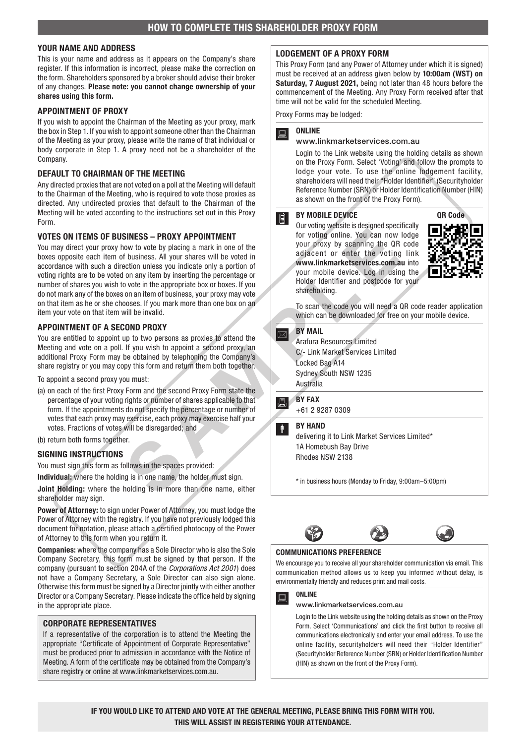# HOW TO COMPLETE THIS SHAREHOLDER PROXY FORM

### YOUR NAME AND ADDRESS

This is your name and address as it appears on the Company's share register. If this information is incorrect, please make the correction on the form. Shareholders sponsored by a broker should advise their broker of any changes. **Please note: you cannot change ownership of your shares using this form.**

### APPOINTMENT OF PROXY

If you wish to appoint the Chairman of the Meeting as your proxy, mark the box in Step 1. If you wish to appoint someone other than the Chairman of the Meeting as your proxy, please write the name of that individual or body corporate in Step 1. A proxy need not be a shareholder of the Company.

### DEFAULT TO CHAIRMAN OF THE MEETING

Any directed proxies that are not voted on a poll at the Meeting will default to the Chairman of the Meeting, who is required to vote those proxies as directed. Any undirected proxies that default to the Chairman of the Meeting will be voted according to the instructions set out in this Proxy Form.

### VOTES ON ITEMS OF BUSINESS – PROXY APPOINTMENT

You may direct your proxy how to vote by placing a mark in one of the boxes opposite each item of business. All your shares will be voted in accordance with such a direction unless you indicate only a portion of voting rights are to be voted on any item by inserting the percentage or number of shares you wish to vote in the appropriate box or boxes. If you do not mark any of the boxes on an item of business, your proxy may vote on that item as he or she chooses. If you mark more than one box on an item your vote on that item will be invalid.

### APPOINTMENT OF A SECOND PROXY

You are entitled to appoint up to two persons as proxies to attend the Meeting and vote on a poll. If you wish to appoint a second proxy, an additional Proxy Form may be obtained by telephoning the Company's share registry or you may copy this form and return them both together.

To appoint a second proxy you must:

(a) on each of the first Proxy Form and the second Proxy Form state the percentage of your voting rights or number of shares applicable to that form. If the appointments do not specify the percentage or number of votes that each proxy may exercise, each proxy may exercise half your votes. Fractions of votes will be disregarded; and

(b) return both forms together.

### SIGNING INSTRUCTIONS

You must sign this form as follows in the spaces provided:

**Individual:** where the holding is in one name, the holder must sign.

**Joint Holding:** where the holding is in more than one name, either shareholder may sign.

**Power of Attorney:** to sign under Power of Attorney, you must lodge the Power of Attorney with the registry. If you have not previously lodged this document for notation, please attach a certified photocopy of the Power of Attorney to this form when you return it.

**Companies:** where the company has a Sole Director who is also the Sole Company Secretary, this form must be signed by that person. If the company (pursuant to section 204A of the *Corporations Act 2001*) does not have a Company Secretary, a Sole Director can also sign alone. Otherwise this form must be signed by a Director jointly with either another Director or a Company Secretary. Please indicate the office held by signing in the appropriate place.

### CORPORATE REPRESENTATIVES

If a representative of the corporation is to attend the Meeting the appropriate "Certificate of Appointment of Corporate Representative" must be produced prior to admission in accordance with the Notice of Meeting. A form of the certificate may be obtained from the Company's share registry or online at www.linkmarketservices.com.au.

### LODGEMENT OF A PROXY FORM

This Proxy Form (and any Power of Attorney under which it is signed) must be received at an address given below by **10:00am (WST) on Saturday, 7 August 2021,** being not later than 48 hours before the commencement of the Meeting. Any Proxy Form received after that time will not be valid for the scheduled Meeting.

Proxy Forms may be lodged:

**ONLINE**

www.linkmarketservices.com.au

Login to the Link website using the holding details as shown on the Proxy Form. Select 'Voting' and follow the prompts to lodge your vote. To use the online lodgement facility, shareholders will need their "Holder Identifier" (Securityholder Reference Number (SRN) or Holder Identification Number (HIN) as shown on the front of the Proxy Form).

**BY MOBILE DEVICE**

QR Code

Our voting website is designed specifically for voting online. You can now lodge your proxy by scanning the QR code adjacent or enter the voting link **www.linkmarketservices.com.au** into your mobile device. Log in using the Holder Identifier and postcode for your shareholding.

To scan the code you will need a QR code reader application which can be downloaded for free on your mobile device.

**BY MAIL**

Arafura Resources Limited
C/- Link Market Services Limited
Locked Bag A14
Sydney South NSW 1235
Australia

**BY FAX**

+61 2 9287 0309

**BY HAND**

delivering it to Link Market Services Limited*
1A Homebush Bay Drive
Rhodes NSW 2138

* in business hours (Monday to Friday, 9:00am–5:00pm)

### COMMUNICATIONS PREFERENCE

We encourage you to receive all your shareholder communication via email. This communication method allows us to keep you informed without delay, is environmentally friendly and reduces print and mail costs.

**ONLINE**

www.linkmarketservices.com.au

Login to the Link website using the holding details as shown on the Proxy Form. Select 'Communications' and click the first button to receive all communications electronically and enter your email address. To use the online facility, securityholders will need their "Holder Identifier" (Securityholder Reference Number (SRN) or Holder Identification Number (HIN) as shown on the front of the Proxy Form).

**IF YOU WOULD LIKE TO ATTEND AND VOTE AT THE GENERAL MEETING, PLEASE BRING THIS FORM WITH YOU. THIS WILL ASSIST IN REGISTERING YOUR ATTENDANCE.**